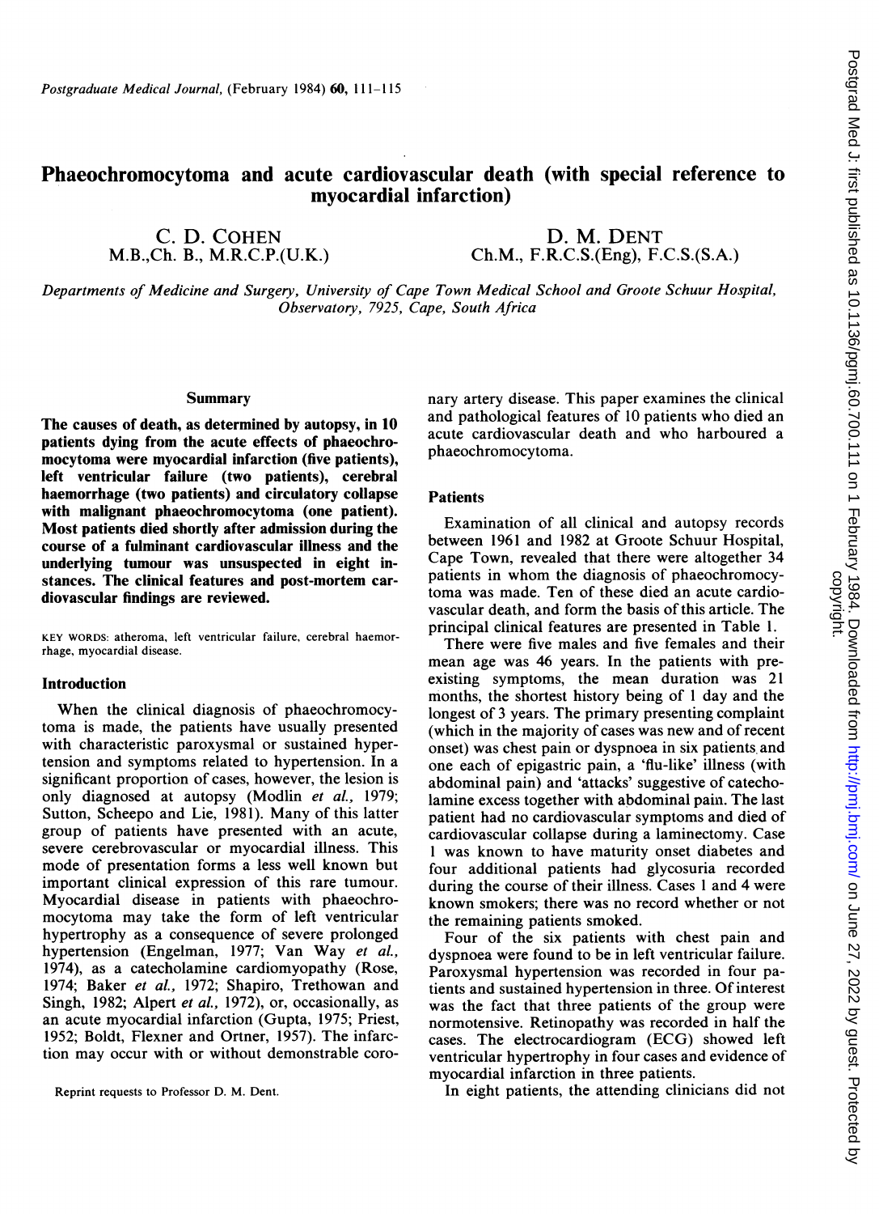# Phaeochromocytoma and acute cardiovascular death (with special reference to myocardial infarction)

C. D. COHEN
M.B.,Ch. B., M.R.C.P.(U.K.)

D. M. DENT
Ch.M., F.R.C.S.(Eng), F.C.S.(S.A.)

*Departments of Medicine and Surgery, University of Cape Town Medical School and Groote Schuur Hospital, Observatory, 7925, Cape, South Africa*

## Summary

**The causes of death, as determined by autopsy, in 10 patients dying from the acute effects of phaeochromocytoma were myocardial infarction (five patients), left ventricular failure (two patients), cerebral haemorrhage (two patients) and circulatory collapse with malignant phaeochromocytoma (one patient). Most patients died shortly after admission during the course of a fulminant cardiovascular illness and the underlying tumour was unsuspected in eight instances. The clinical features and post-mortem cardiovascular findings are reviewed.**

KEY WORDS: atheroma, left ventricular failure, cerebral haemorrhage, myocardial disease.

## Introduction

When the clinical diagnosis of phaeochromocytoma is made, the patients have usually presented with characteristic paroxysmal or sustained hypertension and symptoms related to hypertension. In a significant proportion of cases, however, the lesion is only diagnosed at autopsy (Modlin *et al.*, 1979; Sutton, Scheepo and Lie, 1981). Many of this latter group of patients have presented with an acute, severe cerebrovascular or myocardial illness. This mode of presentation forms a less well known but important clinical expression of this rare tumour. Myocardial disease in patients with phaeochromocytoma may take the form of left ventricular hypertrophy as a consequence of severe prolonged hypertension (Engelman, 1977; Van Way *et al.*, 1974), as a catecholamine cardiomyopathy (Rose, 1974; Baker *et al.*, 1972; Shapiro, Trethowan and Singh, 1982; Alpert *et al.*, 1972), or, occasionally, as an acute myocardial infarction (Gupta, 1975; Priest, 1952; Boldt, Flexner and Ortner, 1957). The infarction may occur with or without demonstrable coronary artery disease. This paper examines the clinical and pathological features of 10 patients who died an acute cardiovascular death and who harboured a phaeochromocytoma.

Reprint requests to Professor D. M. Dent.

## Patients

Examination of all clinical and autopsy records between 1961 and 1982 at Groote Schuur Hospital, Cape Town, revealed that there were altogether 34 patients in whom the diagnosis of phaeochromocytoma was made. Ten of these died an acute cardiovascular death, and form the basis of this article. The principal clinical features are presented in Table 1.

There were five males and five females and their mean age was 46 years. In the patients with pre-existing symptoms, the mean duration was 21 months, the shortest history being of 1 day and the longest of 3 years. The primary presenting complaint (which in the majority of cases was new and of recent onset) was chest pain or dyspnoea in six patients and one each of epigastric pain, a 'flu-like' illness (with abdominal pain) and 'attacks' suggestive of catecholamine excess together with abdominal pain. The last patient had no cardiovascular symptoms and died of cardiovascular collapse during a laminectomy. Case 1 was known to have maturity onset diabetes and four additional patients had glycosuria recorded during the course of their illness. Cases 1 and 4 were known smokers; there was no record whether or not the remaining patients smoked.

Four of the six patients with chest pain and dyspnoea were found to be in left ventricular failure. Paroxysmal hypertension was recorded in four patients and sustained hypertension in three. Of interest was the fact that three patients of the group were normotensive. Retinopathy was recorded in half the cases. The electrocardiogram (ECG) showed left ventricular hypertrophy in four cases and evidence of myocardial infarction in three patients.

In eight patients, the attending clinicians did not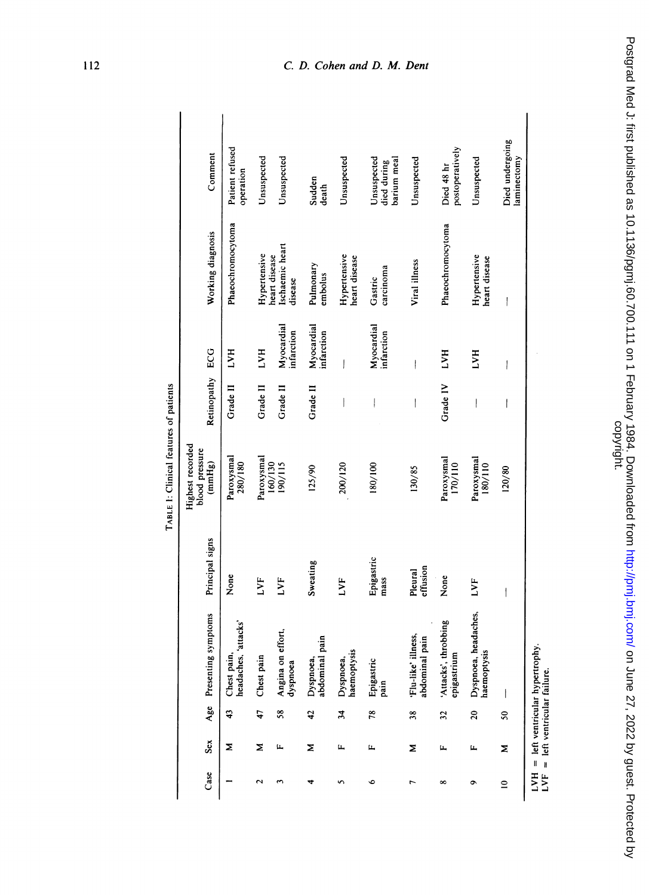TABLE 1: Clinical features of patients

| Case | Sex | Age | Presenting symptoms | Principal signs | Highest recorded blood pressure (mmHg) | Retinopathy | ECG | Working diagnosis | Comment |
|---|---|---|---|---|---|---|---|---|---|
| 1 | M | 43 | Chest pain, headaches, 'attacks' | None | Paroxysmal 280/180 | Grade II | LVH | Phaeochromocytoma | Patient refused operation |
| 2 | M | 47 | Chest pain | LVF | Paroxysmal 160/130 | Grade II | LVH | Hypertensive heart disease | Unsuspected |
| 3 | F | 58 | Angina on effort, dyspnoea | LVF | 190/115 | Grade II | Myocardial infarction | Ischaemic heart disease | Unsuspected |
| 4 | M | 42 | Dyspnoea, abdominal pain | Sweating | 125/90 | Grade II | Myocardial infarction | Pulmonary embolus | Sudden death |
| 5 | F | 34 | Dyspnoea, haemoptysis | LVF | 200/120 | — | — | Hypertensive heart disease | Unsuspected |
| 6 | F | 78 | Epigastric pain | Epigastric mass | 180/100 | — | Myocardial infarction | Gastric carcinoma | Unsuspected died during barium meal |
| 7 | M | 38 | 'Flu-like' illness, abdominal pain | Pleural effusion | 130/85 | — | — | Viral illness | Unsuspected |
| 8 | F | 32 | 'Attacks', throbbing epigastrium | None | Paroxysmal 170/110 | Grade IV | LVH | Phaeochromocytoma | Died 48 hr postoperatively |
| 9 | F | 20 | Dyspnoea, headaches, haemoptysis | LVF | Paroxysmal 180/110 | — | LVH | Hypertensive heart disease | Unsuspected |
| 10 | M | 50 | — | — | 120/80 | — | — | — | Died undergoing laminectomy |

LVH = left ventricular hypertrophy.
LVF = left ventricular failure.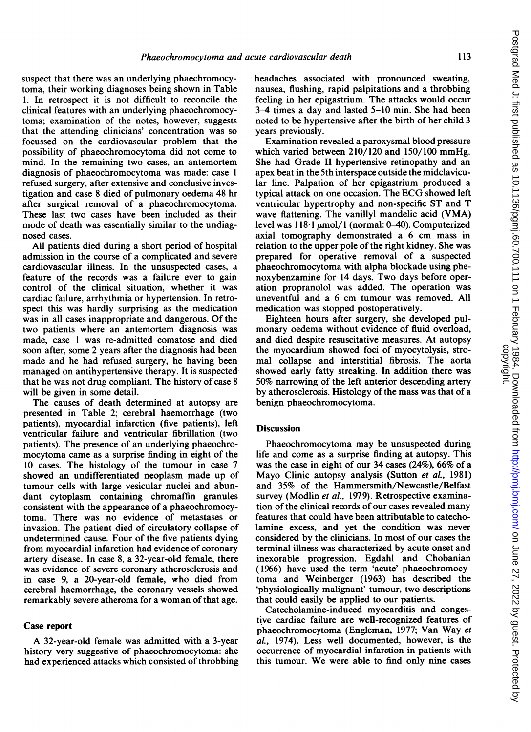suspect that there was an underlying phaechromocytoma, their working diagnoses being shown in Table 1. In retrospect it is not difficult to reconcile the clinical features with an underlying phaeochromocytoma; examination of the notes, however, suggests that the attending clinicians' concentration was so focussed on the cardiovascular problem that the possibility of phaeochromocytoma did not come to mind. In the remaining two cases, an antemortem diagnosis of phaeochromocytoma was made: case 1 refused surgery, after extensive and conclusive investigation and case 8 died of pulmonary oedema 48 hr after surgical removal of a phaeochromocytoma. These last two cases have been included as their mode of death was essentially similar to the undiagnosed cases.

All patients died during a short period of hospital admission in the course of a complicated and severe cardiovascular illness. In the unsuspected cases, a feature of the records was a failure ever to gain control of the clinical situation, whether it was cardiac failure, arrhythmia or hypertension. In retrospect this was hardly surprising as the medication was in all cases inappropriate and dangerous. Of the two patients where an antemortem diagnosis was made, case 1 was re-admitted comatose and died soon after, some 2 years after the diagnosis had been made and he had refused surgery, he having been managed on antihypertensive therapy. It is suspected that he was not drug compliant. The history of case 8 will be given in some detail.

The causes of death determined at autopsy are presented in Table 2; cerebral haemorrhage (two patients), myocardial infarction (five patients), left ventricular failure and ventricular fibrillation (two patients). The presence of an underlying phaeochromocytoma came as a surprise finding in eight of the 10 cases. The histology of the tumour in case 7 showed an undifferentiated neoplasm made up of tumour cells with large vesicular nuclei and abundant cytoplasm containing chromaffin granules consistent with the appearance of a phaeochromocytoma. There was no evidence of metastases or invasion. The patient died of circulatory collapse of undetermined cause. Four of the five patients dying from myocardial infarction had evidence of coronary artery disease. In case 8, a 32-year-old female, there was evidence of severe coronary atherosclerosis and in case 9, a 20-year-old female, who died from cerebral haemorrhage, the coronary vessels showed remarkably severe atheroma for a woman of that age.

## Case report

A 32-year-old female was admitted with a 3-year history very suggestive of phaeochromocytoma: she had experienced attacks which consisted of throbbing headaches associated with pronounced sweating, nausea, flushing, rapid palpitations and a throbbing feeling in her epigastrium. The attacks would occur 3–4 times a day and lasted 5–10 min. She had been noted to be hypertensive after the birth of her child 3 years previously.

Examination revealed a paroxysmal blood pressure which varied between 210/120 and 150/100 mmHg. She had Grade II hypertensive retinopathy and an apex beat in the 5th interspace outside the midclavicular line. Palpation of her epigastrium produced a typical attack on one occasion. The ECG showed left ventricular hypertrophy and non-specific ST and T wave flattening. The vanillyl mandelic acid (VMA) level was 118·1 μmol/l (normal: 0–40). Computerized axial tomography demonstrated a 6 cm mass in relation to the upper pole of the right kidney. She was prepared for operative removal of a suspected phaeochromocytoma with alpha blockade using phenoxybenzamine for 14 days. Two days before operation propranolol was added. The operation was uneventful and a 6 cm tumour was removed. All medication was stopped postoperatively.

Eighteen hours after surgery, she developed pulmonary oedema without evidence of fluid overload, and died despite resuscitative measures. At autopsy the myocardium showed foci of myocytolysis, stromal collapse and interstitial fibrosis. The aorta showed early fatty streaking. In addition there was 50% narrowing of the left anterior descending artery by atherosclerosis. Histology of the mass was that of a benign phaeochromocytoma.

## Discussion

Phaeochromocytoma may be unsuspected during life and come as a surprise finding at autopsy. This was the case in eight of our 34 cases (24%), 66% of a Mayo Clinic autopsy analysis (Sutton *et al.*, 1981) and 35% of the Hammersmith/Newcastle/Belfast survey (Modlin *et al.*, 1979). Retrospective examination of the clinical records of our cases revealed many features that could have been attributable to catecholamine excess, and yet the condition was never considered by the clinicians. In most of our cases the terminal illness was characterized by acute onset and inexorable progression. Egdahl and Chobanian (1966) have used the term 'acute' phaeochromocytoma and Weinberger (1963) has described the 'physiologically malignant' tumour, two descriptions that could easily be applied to our patients.

Catecholamine-induced myocarditis and congestive cardiac failure are well-recognized features of phaeochromocytoma (Engleman, 1977; Van Way *et al.*, 1974). Less well documented, however, is the occurrence of myocardial infarction in patients with this tumour. We were able to find only nine cases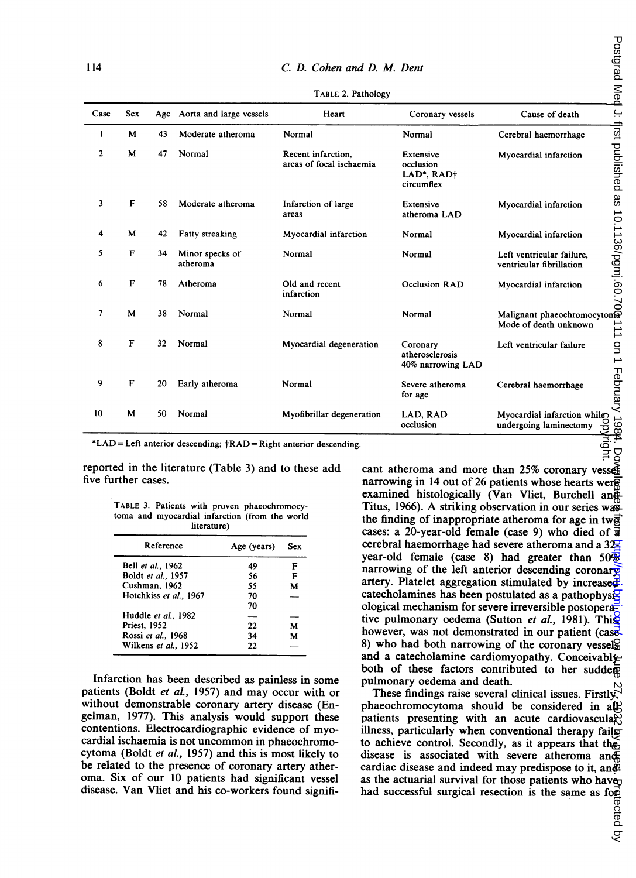TABLE 2. Pathology

| Case | Sex | Age | Aorta and large vessels | Heart | Coronary vessels | Cause of death |
|---|---|---|---|---|---|---|
| 1 | M | 43 | Moderate atheroma | Normal | Normal | Cerebral haemorrhage |
| 2 | M | 47 | Normal | Recent infarction, areas of focal ischaemia | Extensive occlusion LAD*, RAD† circumflex | Myocardial infarction |
| 3 | F | 58 | Moderate atheroma | Infarction of large areas | Extensive atheroma LAD | Myocardial infarction |
| 4 | M | 42 | Fatty streaking | Myocardial infarction | Normal | Myocardial infarction |
| 5 | F | 34 | Minor specks of atheroma | Normal | Normal | Left ventricular failure, ventricular fibrillation |
| 6 | F | 78 | Atheroma | Old and recent infarction | Occlusion RAD | Myocardial infarction |
| 7 | M | 38 | Normal | Normal | Normal | Malignant phaeochromocytoma Mode of death unknown |
| 8 | F | 32 | Normal | Myocardial degeneration | Coronary atherosclerosis 40% narrowing LAD | Left ventricular failure |
| 9 | F | 20 | Early atheroma | Normal | Severe atheroma for age | Cerebral haemorrhage |
| 10 | M | 50 | Normal | Myofibrillar degeneration | LAD, RAD occlusion | Myocardial infarction while undergoing laminectomy |

*LAD = Left anterior descending; †RAD = Right anterior descending.

reported in the literature (Table 3) and to these add five further cases.

TABLE 3. Patients with proven phaeochromocytoma and myocardial infarction (from the world literature)

| Reference | Age (years) | Sex |
|---|---|---|
| Bell *et al.*, 1962 | 49 | F |
| Boldt *et al.*, 1957 | 56 | F |
| Cushman, 1962 | 55 | M |
| Hotchkiss *et al.*, 1967 | 70 | — |
| | 70 | |
| Huddle *et al.*, 1982 | — | — |
| Priest, 1952 | 22 | M |
| Rossi *et al.*, 1968 | 34 | M |
| Wilkens *et al.*, 1952 | 22 | — |

Infarction has been described as painless in some patients (Boldt *et al.*, 1957) and may occur with or without demonstrable coronary artery disease (Engelman, 1977). This analysis would support these contentions. Electrocardiographic evidence of myocardial ischaemia is not uncommon in phaeochromocytoma (Boldt *et al.*, 1957) and this is most likely to be related to the presence of coronary artery atheroma. Six of our 10 patients had significant vessel disease. Van Vliet and his co-workers found significant atheroma and more than 25% coronary vessel narrowing in 14 out of 26 patients whose hearts were examined histologically (Van Vliet, Burchell and Titus, 1966). A striking observation in our series was the finding of inappropriate atheroma for age in two cases: a 20-year-old female (case 9) who died of a cerebral haemorrhage had severe atheroma and a 32-year-old female (case 8) had greater than 50% narrowing of the left anterior descending coronary artery. Platelet aggregation stimulated by increased catecholamines has been postulated as a pathophysiological mechanism for severe irreversible postoperative pulmonary oedema (Sutton *et al.*, 1981). This, however, was not demonstrated in our patient (case 8) who had both narrowing of the coronary vessels and a catecholamine cardiomyopathy. Conceivably both of these factors contributed to her sudden pulmonary oedema and death.

These findings raise several clinical issues. Firstly, phaeochromocytoma should be considered in all patients presenting with an acute cardiovascular illness, particularly when conventional therapy fails to achieve control. Secondly, as it appears that the disease is associated with severe atheroma and cardiac disease and indeed may predispose to it, and as the actuarial survival for those patients who have had successful surgical resection is the same as for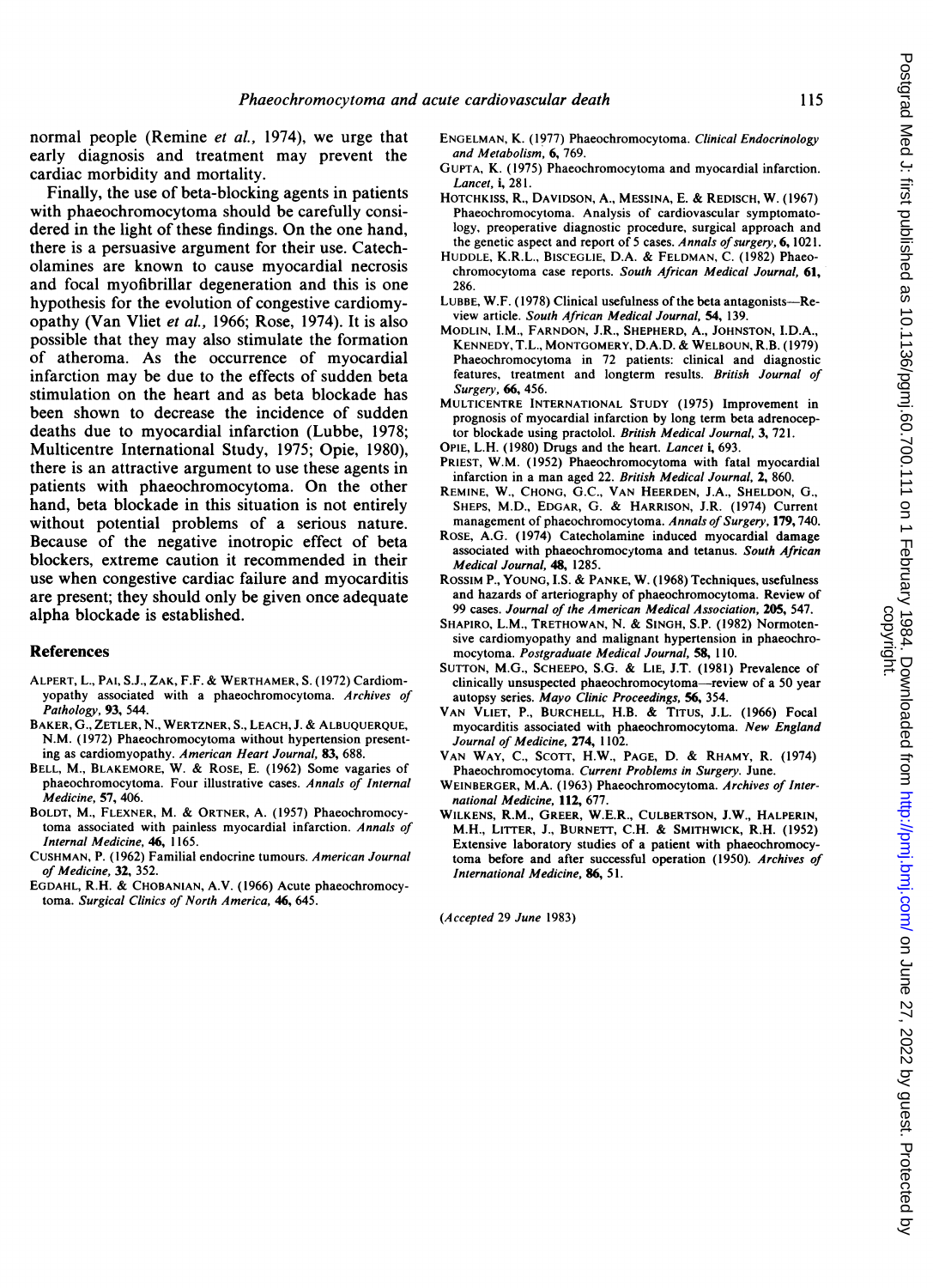normal people (Remine *et al.*, 1974), we urge that early diagnosis and treatment may prevent the cardiac morbidity and mortality.

Finally, the use of beta-blocking agents in patients with phaeochromocytoma should be carefully considered in the light of these findings. On the one hand, there is a persuasive argument for their use. Catecholamines are known to cause myocardial necrosis and focal myofibrillar degeneration and this is one hypothesis for the evolution of congestive cardiomyopathy (Van Vliet *et al.*, 1966; Rose, 1974). It is also possible that they may also stimulate the formation of atheroma. As the occurrence of myocardial infarction may be due to the effects of sudden beta stimulation on the heart and as beta blockade has been shown to decrease the incidence of sudden deaths due to myocardial infarction (Lubbe, 1978; Multicentre International Study, 1975; Opie, 1980), there is an attractive argument to use these agents in patients with phaeochromocytoma. On the other hand, beta blockade in this situation is not entirely without potential problems of a serious nature. Because of the negative inotropic effect of beta blockers, extreme caution it recommended in their use when congestive cardiac failure and myocarditis are present; they should only be given once adequate alpha blockade is established.

## References

ALPERT, L., PAI, S.J., ZAK, F.F. & WERTHAMER, S. (1972) Cardiomyopathy associated with a phaeochromocytoma. *Archives of Pathology*, **93**, 544.

BAKER, G., ZETLER, N., WERTZNER, S., LEACH, J. & ALBUQUERQUE, N.M. (1972) Phaeochromocytoma without hypertension presenting as cardiomyopathy. *American Heart Journal*, **83**, 688.

BELL, M., BLAKEMORE, W. & ROSE, E. (1962) Some vagaries of phaeochromocytoma. Four illustrative cases. *Annals of Internal Medicine*, **57**, 406.

BOLDT, M., FLEXNER, M. & ORTNER, A. (1957) Phaeochromocytoma associated with painless myocardial infarction. *Annals of Internal Medicine*, **46**, 1165.

CUSHMAN, P. (1962) Familial endocrine tumours. *American Journal of Medicine*, **32**, 352.

EGDAHL, R.H. & CHOBANIAN, A.V. (1966) Acute phaeochromocytoma. *Surgical Clinics of North America*, **46**, 645.

ENGELMAN, K. (1977) Phaeochromocytoma. *Clinical Endocrinology and Metabolism*, **6**, 769.

GUPTA, K. (1975) Phaeochromocytoma and myocardial infarction. *Lancet*, **i**, 281.

HOTCHKISS, R., DAVIDSON, A., MESSINA, E. & REDISCH, W. (1967) Phaeochromocytoma. Analysis of cardiovascular symptomatology, preoperative diagnostic procedure, surgical approach and the genetic aspect and report of 5 cases. *Annals of surgery*, **6**, 1021.

HUDDLE, K.R.L., BISCEGLIE, D.A. & FELDMAN, C. (1982) Phaeochromocytoma case reports. *South African Medical Journal*, **61**, 286.

LUBBE, W.F. (1978) Clinical usefulness of the beta antagonists—Review article. *South African Medical Journal*, **54**, 139.

MODLIN, I.M., FARNDON, J.R., SHEPHERD, A., JOHNSTON, I.D.A., KENNEDY, T.L., MONTGOMERY, D.A.D. & WELBOUN, R.B. (1979) Phaeochromocytoma in 72 patients: clinical and diagnostic features, treatment and longterm results. *British Journal of Surgery*, **66**, 456.

MULTICENTRE INTERNATIONAL STUDY (1975) Improvement in prognosis of myocardial infarction by long term beta adrenoceptor blockade using practolol. *British Medical Journal*, **3**, 721.

OPIE, L.H. (1980) Drugs and the heart. *Lancet* **i**, 693.

PRIEST, W.M. (1952) Phaeochromocytoma with fatal myocardial infarction in a man aged 22. *British Medical Journal*, **2**, 860.

REMINE, W., CHONG, G.C., VAN HEERDEN, J.A., SHELDON, G., SHEPS, M.D., EDGAR, G. & HARRISON, J.R. (1974) Current management of phaeochromocytoma. *Annals of Surgery*, **179**, 740.

ROSE, A.G. (1974) Catecholamine induced myocardial damage associated with phaeochromocytoma and tetanus. *South African Medical Journal*, **48**, 1285.

ROSSIM P., YOUNG, I.S. & PANKE, W. (1968) Techniques, usefulness and hazards of arteriography of phaeochromocytoma. Review of 99 cases. *Journal of the American Medical Association*, **205**, 547.

SHAPIRO, L.M., TRETHOWAN, N. & SINGH, S.P. (1982) Normotensive cardiomyopathy and malignant hypertension in phaeochromocytoma. *Postgraduate Medical Journal*, **58**, 110.

SUTTON, M.G., SCHEEPO, S.G. & LIE, J.T. (1981) Prevalence of clinically unsuspected phaeochromocytoma—review of a 50 year autopsy series. *Mayo Clinic Proceedings*, **56**, 354.

VAN VLIET, P., BURCHELL, H.B. & TITUS, J.L. (1966) Focal myocarditis associated with phaeochromocytoma. *New England Journal of Medicine*, **274**, 1102.

VAN WAY, C., SCOTT, H.W., PAGE, D. & RHAMY, R. (1974) Phaeochromocytoma. *Current Problems in Surgery*. June.

WEINBERGER, M.A. (1963) Phaeochromocytoma. *Archives of International Medicine*, **112**, 677.

WILKENS, R.M., GREER, W.E.R., CULBERTSON, J.W., HALPERIN, M.H., LITTER, J., BURNETT, C.H. & SMITHWICK, R.H. (1952) Extensive laboratory studies of a patient with phaeochromocytoma before and after successful operation (1950). *Archives of International Medicine*, **86**, 51.

(*Accepted* 29 *June* 1983)